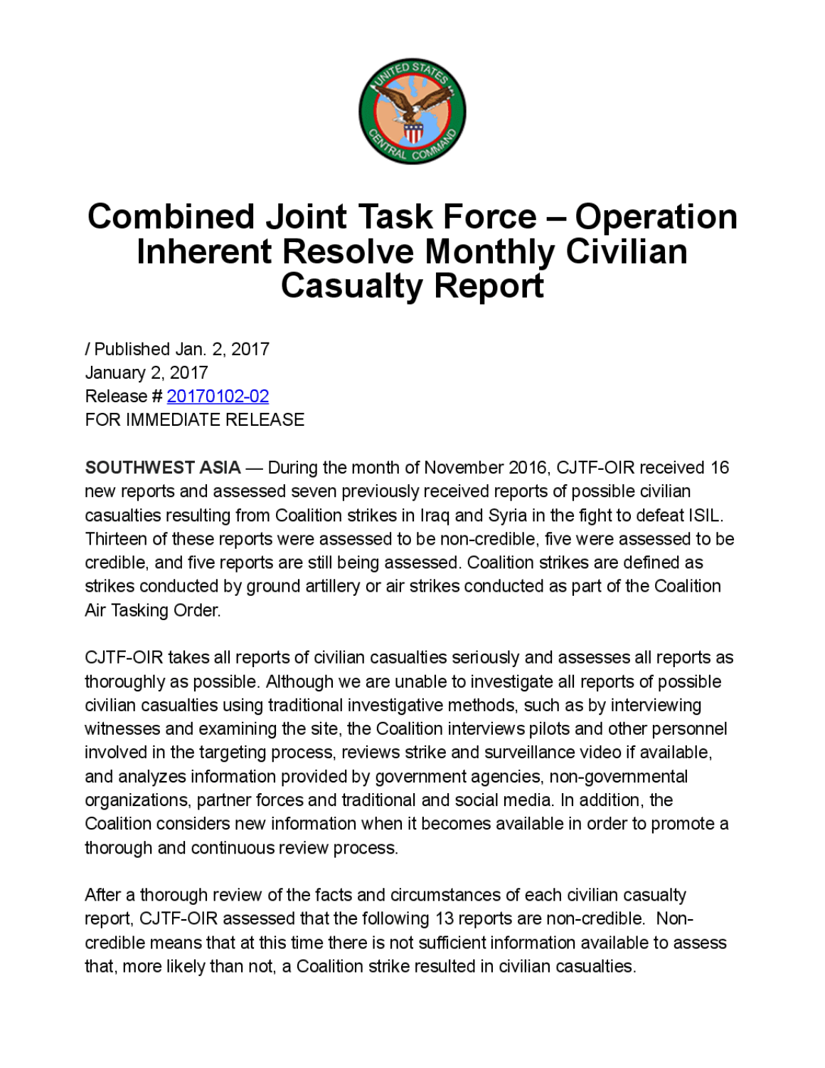# Combined Joint Task Force – Operation Inherent Resolve Monthly Civilian Casualty Report

/ Published Jan. 2, 2017
January 2, 2017
Release # 20170102-02
FOR IMMEDIATE RELEASE

**SOUTHWEST ASIA** — During the month of November 2016, CJTF-OIR received 16 new reports and assessed seven previously received reports of possible civilian casualties resulting from Coalition strikes in Iraq and Syria in the fight to defeat ISIL. Thirteen of these reports were assessed to be non-credible, five were assessed to be credible, and five reports are still being assessed. Coalition strikes are defined as strikes conducted by ground artillery or air strikes conducted as part of the Coalition Air Tasking Order.

CJTF-OIR takes all reports of civilian casualties seriously and assesses all reports as thoroughly as possible. Although we are unable to investigate all reports of possible civilian casualties using traditional investigative methods, such as by interviewing witnesses and examining the site, the Coalition interviews pilots and other personnel involved in the targeting process, reviews strike and surveillance video if available, and analyzes information provided by government agencies, non-governmental organizations, partner forces and traditional and social media. In addition, the Coalition considers new information when it becomes available in order to promote a thorough and continuous review process.

After a thorough review of the facts and circumstances of each civilian casualty report, CJTF-OIR assessed that the following 13 reports are non-credible. Non-credible means that at this time there is not sufficient information available to assess that, more likely than not, a Coalition strike resulted in civilian casualties.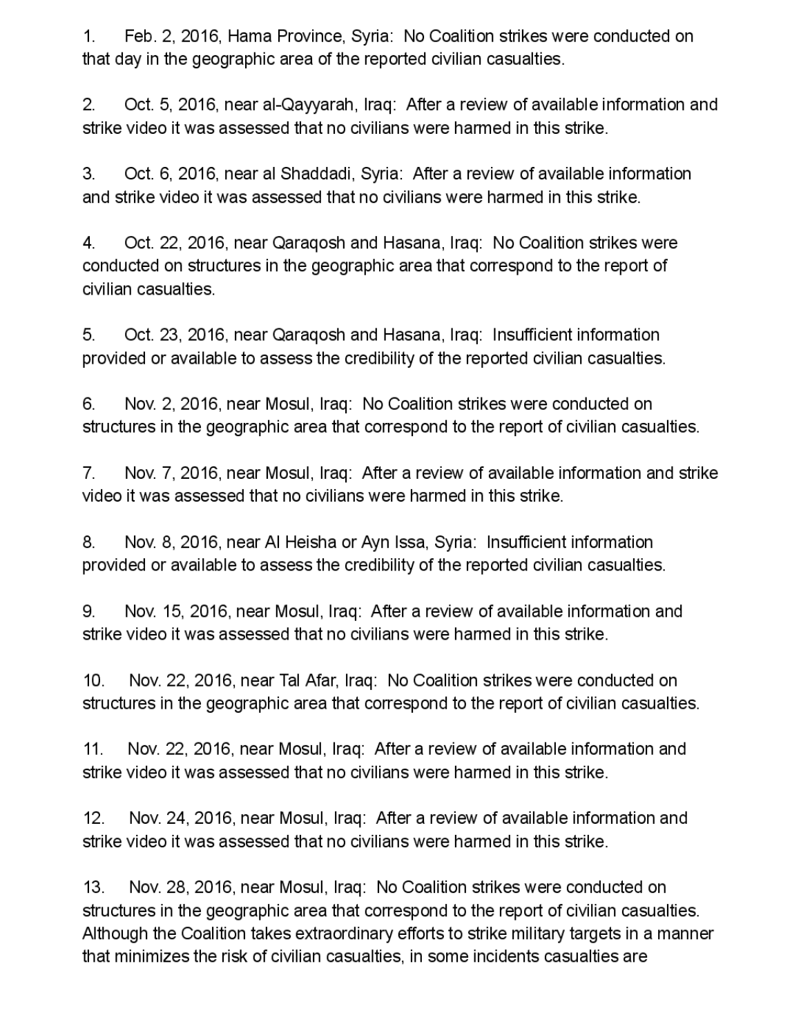1. Feb. 2, 2016, Hama Province, Syria: No Coalition strikes were conducted on that day in the geographic area of the reported civilian casualties.

2. Oct. 5, 2016, near al-Qayyarah, Iraq: After a review of available information and strike video it was assessed that no civilians were harmed in this strike.

3. Oct. 6, 2016, near al Shaddadi, Syria: After a review of available information and strike video it was assessed that no civilians were harmed in this strike.

4. Oct. 22, 2016, near Qaraqosh and Hasana, Iraq: No Coalition strikes were conducted on structures in the geographic area that correspond to the report of civilian casualties.

5. Oct. 23, 2016, near Qaraqosh and Hasana, Iraq: Insufficient information provided or available to assess the credibility of the reported civilian casualties.

6. Nov. 2, 2016, near Mosul, Iraq: No Coalition strikes were conducted on structures in the geographic area that correspond to the report of civilian casualties.

7. Nov. 7, 2016, near Mosul, Iraq: After a review of available information and strike video it was assessed that no civilians were harmed in this strike.

8. Nov. 8, 2016, near Al Heisha or Ayn Issa, Syria: Insufficient information provided or available to assess the credibility of the reported civilian casualties.

9. Nov. 15, 2016, near Mosul, Iraq: After a review of available information and strike video it was assessed that no civilians were harmed in this strike.

10. Nov. 22, 2016, near Tal Afar, Iraq: No Coalition strikes were conducted on structures in the geographic area that correspond to the report of civilian casualties.

11. Nov. 22, 2016, near Mosul, Iraq: After a review of available information and strike video it was assessed that no civilians were harmed in this strike.

12. Nov. 24, 2016, near Mosul, Iraq: After a review of available information and strike video it was assessed that no civilians were harmed in this strike.

13. Nov. 28, 2016, near Mosul, Iraq: No Coalition strikes were conducted on structures in the geographic area that correspond to the report of civilian casualties.

Although the Coalition takes extraordinary efforts to strike military targets in a manner that minimizes the risk of civilian casualties, in some incidents casualties are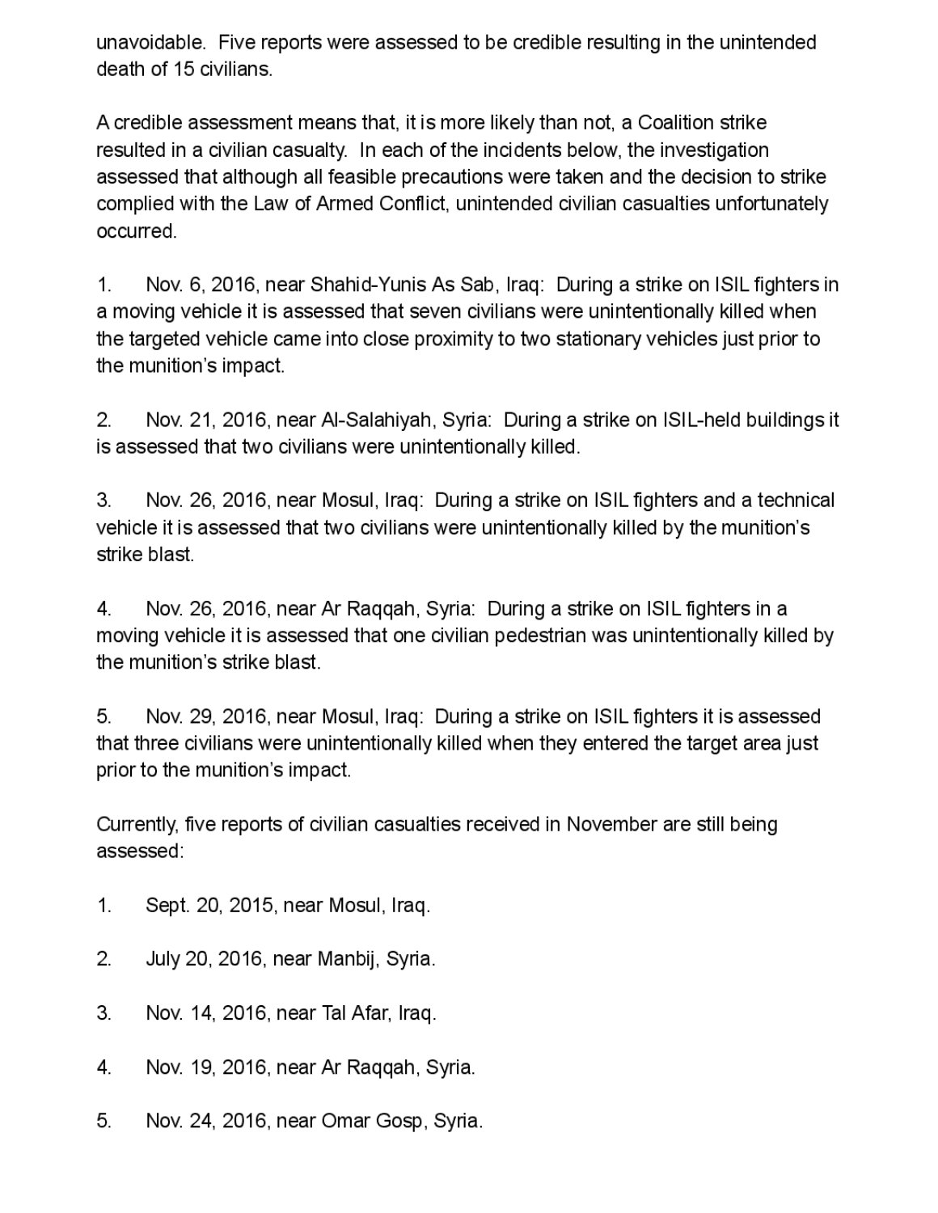unavoidable. Five reports were assessed to be credible resulting in the unintended death of 15 civilians.

A credible assessment means that, it is more likely than not, a Coalition strike resulted in a civilian casualty. In each of the incidents below, the investigation assessed that although all feasible precautions were taken and the decision to strike complied with the Law of Armed Conflict, unintended civilian casualties unfortunately occurred.

1. Nov. 6, 2016, near Shahid-Yunis As Sab, Iraq: During a strike on ISIL fighters in a moving vehicle it is assessed that seven civilians were unintentionally killed when the targeted vehicle came into close proximity to two stationary vehicles just prior to the munition's impact.

2. Nov. 21, 2016, near Al-Salahiyah, Syria: During a strike on ISIL-held buildings it is assessed that two civilians were unintentionally killed.

3. Nov. 26, 2016, near Mosul, Iraq: During a strike on ISIL fighters and a technical vehicle it is assessed that two civilians were unintentionally killed by the munition's strike blast.

4. Nov. 26, 2016, near Ar Raqqah, Syria: During a strike on ISIL fighters in a moving vehicle it is assessed that one civilian pedestrian was unintentionally killed by the munition's strike blast.

5. Nov. 29, 2016, near Mosul, Iraq: During a strike on ISIL fighters it is assessed that three civilians were unintentionally killed when they entered the target area just prior to the munition's impact.

Currently, five reports of civilian casualties received in November are still being assessed:

1. Sept. 20, 2015, near Mosul, Iraq.

2. July 20, 2016, near Manbij, Syria.

3. Nov. 14, 2016, near Tal Afar, Iraq.

4. Nov. 19, 2016, near Ar Raqqah, Syria.

5. Nov. 24, 2016, near Omar Gosp, Syria.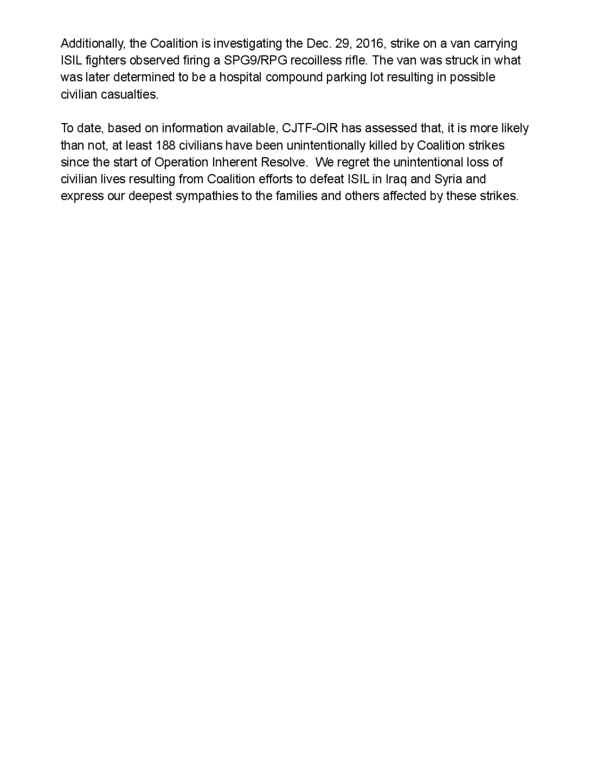Additionally, the Coalition is investigating the Dec. 29, 2016, strike on a van carrying ISIL fighters observed firing a SPG9/RPG recoilless rifle. The van was struck in what was later determined to be a hospital compound parking lot resulting in possible civilian casualties.

To date, based on information available, CJTF-OIR has assessed that, it is more likely than not, at least 188 civilians have been unintentionally killed by Coalition strikes since the start of Operation Inherent Resolve. We regret the unintentional loss of civilian lives resulting from Coalition efforts to defeat ISIL in Iraq and Syria and express our deepest sympathies to the families and others affected by these strikes.